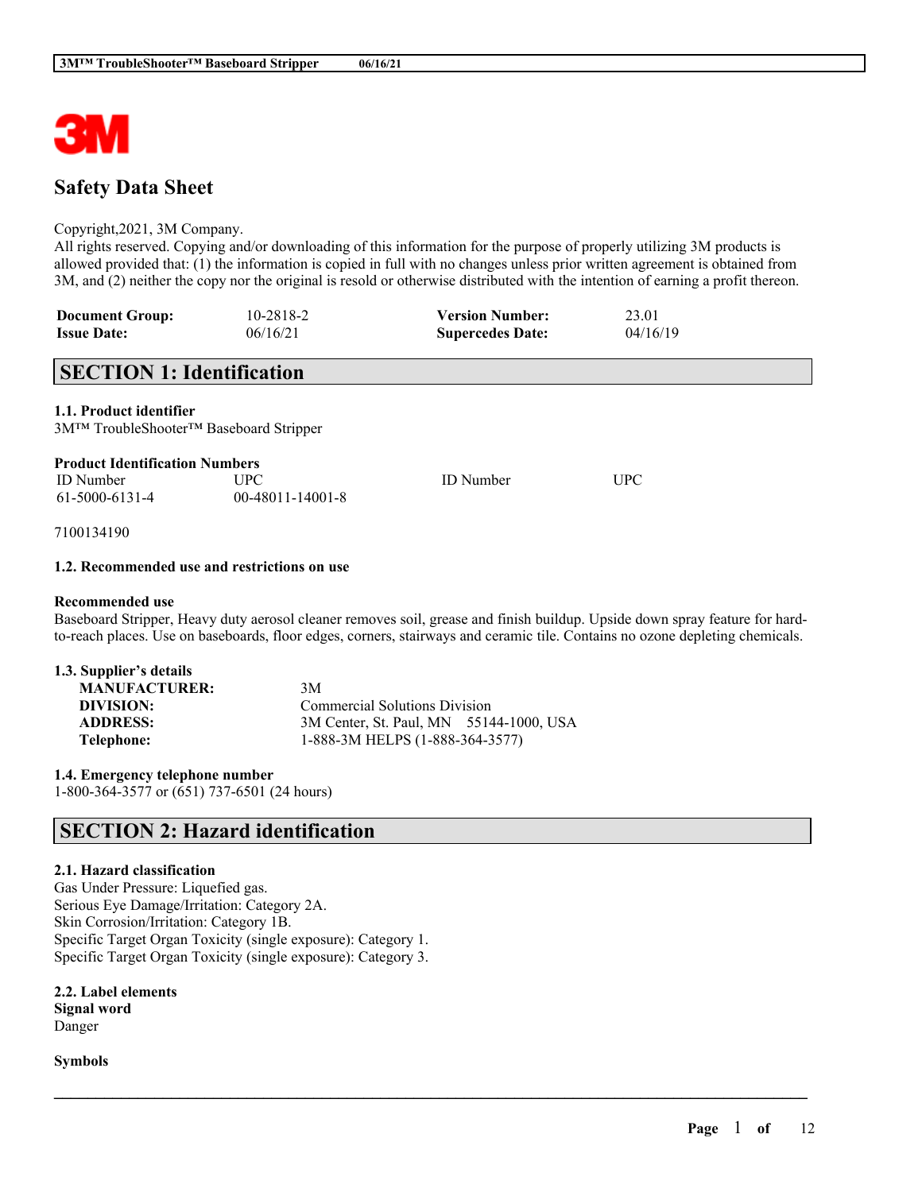# Safety Data Sheet

Copyright,2021, 3M Company.
All rights reserved. Copying and/or downloading of this information for the purpose of properly utilizing 3M products is allowed provided that: (1) the information is copied in full with no changes unless prior written agreement is obtained from 3M, and (2) neither the copy nor the original is resold or otherwise distributed with the intention of earning a profit thereon.

| | | | |
|---|---|---|---|
| **Document Group:** | 10-2818-2 | **Version Number:** | 23.01 |
| **Issue Date:** | 06/16/21 | **Supercedes Date:** | 04/16/19 |

## SECTION 1: Identification

**1.1. Product identifier**
3M™ TroubleShooter™ Baseboard Stripper

**Product Identification Numbers**

| ID Number | UPC | ID Number | UPC |
|---|---|---|---|
| 61-5000-6131-4 | 00-48011-14001-8 | | |

7100134190

**1.2. Recommended use and restrictions on use**

**Recommended use**
Baseboard Stripper, Heavy duty aerosol cleaner removes soil, grease and finish buildup. Upside down spray feature for hard-to-reach places. Use on baseboards, floor edges, corners, stairways and ceramic tile. Contains no ozone depleting chemicals.

**1.3. Supplier's details**

| | |
|---|---|
| **MANUFACTURER:** | 3M |
| **DIVISION:** | Commercial Solutions Division |
| **ADDRESS:** | 3M Center, St. Paul, MN 55144-1000, USA |
| **Telephone:** | 1-888-3M HELPS (1-888-364-3577) |

**1.4. Emergency telephone number**
1-800-364-3577 or (651) 737-6501 (24 hours)

## SECTION 2: Hazard identification

**2.1. Hazard classification**
Gas Under Pressure: Liquefied gas.
Serious Eye Damage/Irritation: Category 2A.
Skin Corrosion/Irritation: Category 1B.
Specific Target Organ Toxicity (single exposure): Category 1.
Specific Target Organ Toxicity (single exposure): Category 3.

**2.2. Label elements**
**Signal word**
Danger

**Symbols**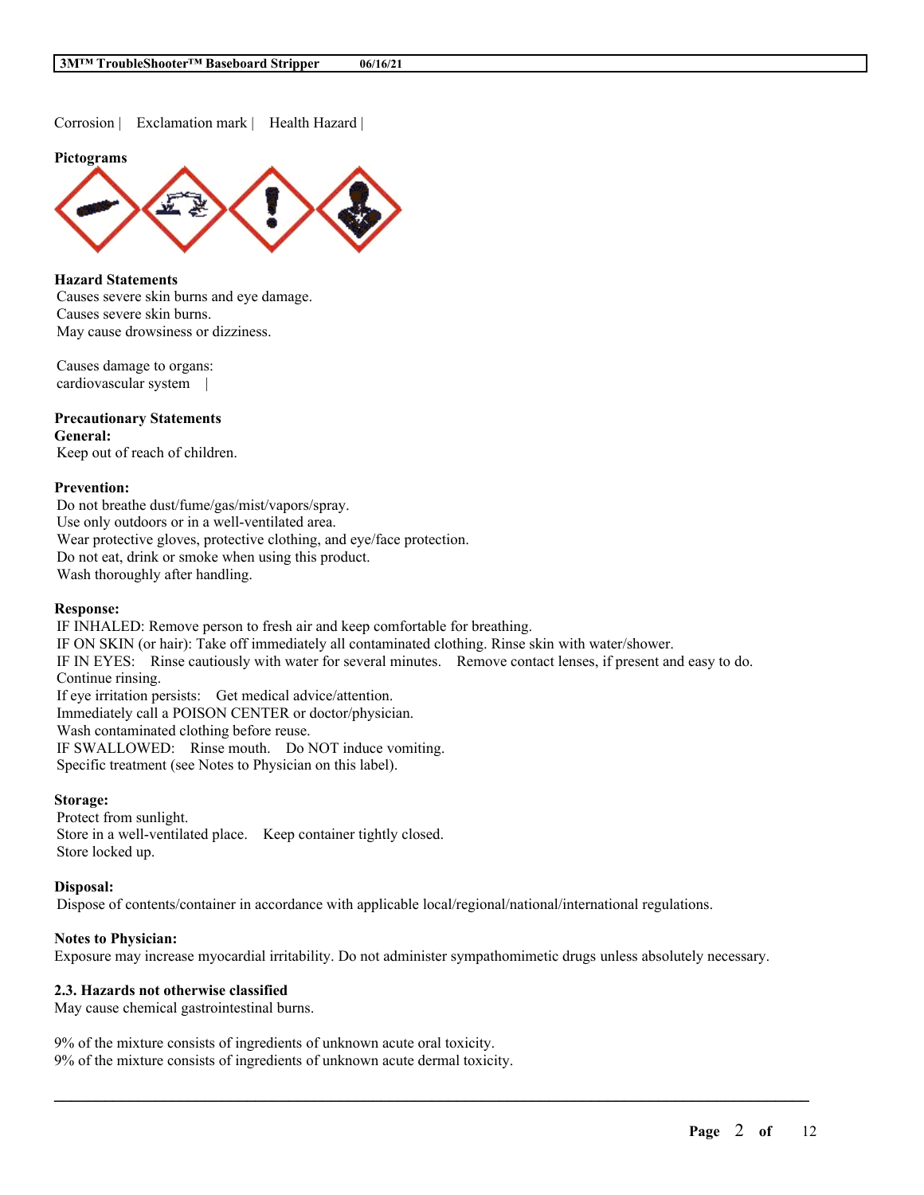Corrosion | Exclamation mark | Health Hazard |

**Pictograms**

**Hazard Statements**
Causes severe skin burns and eye damage.
Causes severe skin burns.
May cause drowsiness or dizziness.

Causes damage to organs:
cardiovascular system |

**Precautionary Statements**
**General:**
Keep out of reach of children.

**Prevention:**
Do not breathe dust/fume/gas/mist/vapors/spray.
Use only outdoors or in a well-ventilated area.
Wear protective gloves, protective clothing, and eye/face protection.
Do not eat, drink or smoke when using this product.
Wash thoroughly after handling.

**Response:**
IF INHALED: Remove person to fresh air and keep comfortable for breathing.
IF ON SKIN (or hair): Take off immediately all contaminated clothing. Rinse skin with water/shower.
IF IN EYES: Rinse cautiously with water for several minutes. Remove contact lenses, if present and easy to do. Continue rinsing.
If eye irritation persists: Get medical advice/attention.
Immediately call a POISON CENTER or doctor/physician.
Wash contaminated clothing before reuse.
IF SWALLOWED: Rinse mouth. Do NOT induce vomiting.
Specific treatment (see Notes to Physician on this label).

**Storage:**
Protect from sunlight.
Store in a well-ventilated place. Keep container tightly closed.
Store locked up.

**Disposal:**
Dispose of contents/container in accordance with applicable local/regional/national/international regulations.

**Notes to Physician:**
Exposure may increase myocardial irritability. Do not administer sympathomimetic drugs unless absolutely necessary.

### 2.3. Hazards not otherwise classified
May cause chemical gastrointestinal burns.

9% of the mixture consists of ingredients of unknown acute oral toxicity.
9% of the mixture consists of ingredients of unknown acute dermal toxicity.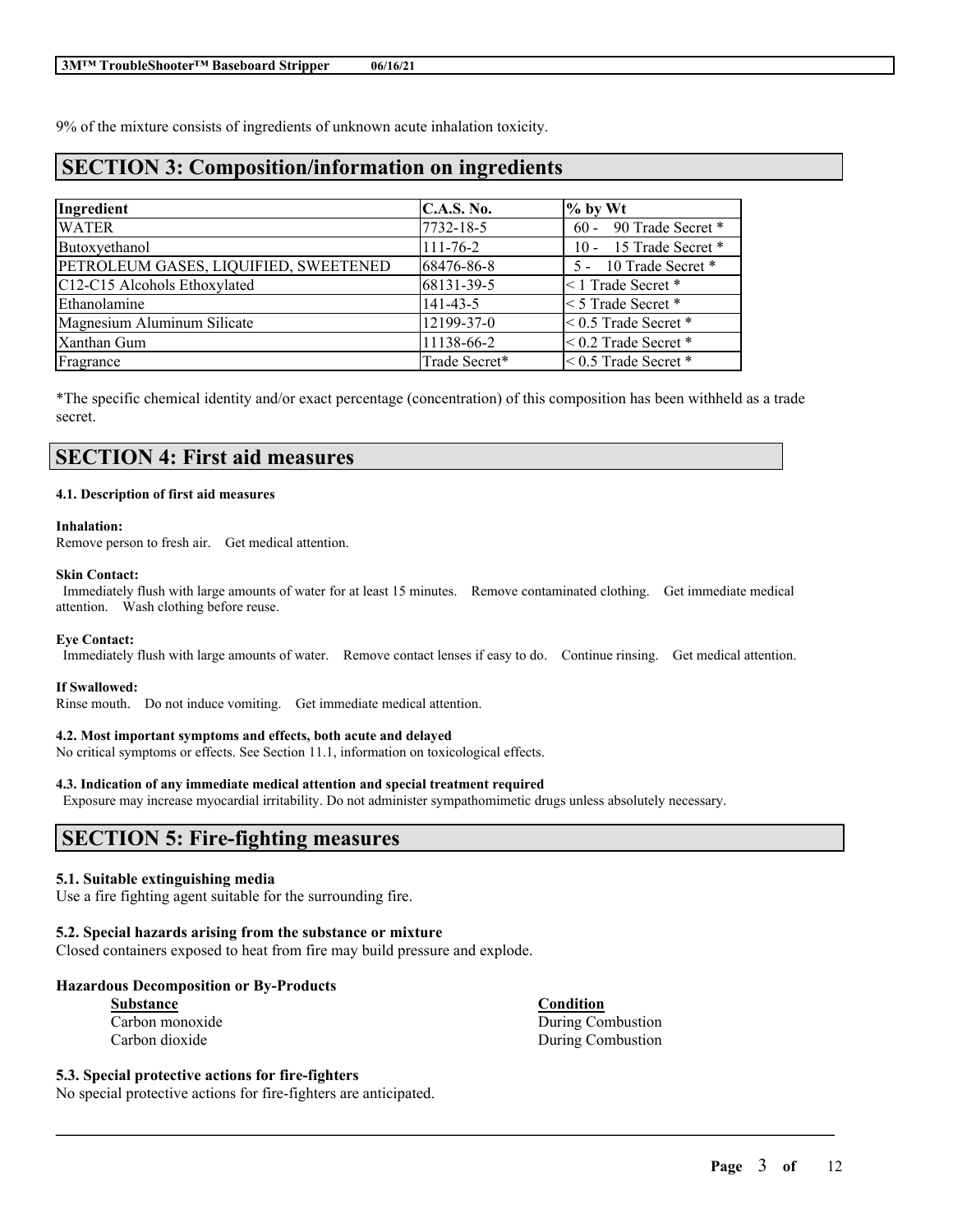9% of the mixture consists of ingredients of unknown acute inhalation toxicity.

## SECTION 3: Composition/information on ingredients

| Ingredient | C.A.S. No. | % by Wt |
|---|---|---|
| WATER | 7732-18-5 | 60 - 90 Trade Secret * |
| Butoxyethanol | 111-76-2 | 10 - 15 Trade Secret * |
| PETROLEUM GASES, LIQUIFIED, SWEETENED | 68476-86-8 | 5 - 10 Trade Secret * |
| C12-C15 Alcohols Ethoxylated | 68131-39-5 | < 1 Trade Secret * |
| Ethanolamine | 141-43-5 | < 5 Trade Secret * |
| Magnesium Aluminum Silicate | 12199-37-0 | < 0.5 Trade Secret * |
| Xanthan Gum | 11138-66-2 | < 0.2 Trade Secret * |
| Fragrance | Trade Secret* | < 0.5 Trade Secret * |

*The specific chemical identity and/or exact percentage (concentration) of this composition has been withheld as a trade secret.

## SECTION 4: First aid measures

#### 4.1. Description of first aid measures

**Inhalation:**
Remove person to fresh air. Get medical attention.

**Skin Contact:**
Immediately flush with large amounts of water for at least 15 minutes. Remove contaminated clothing. Get immediate medical attention. Wash clothing before reuse.

**Eye Contact:**
Immediately flush with large amounts of water. Remove contact lenses if easy to do. Continue rinsing. Get medical attention.

**If Swallowed:**
Rinse mouth. Do not induce vomiting. Get immediate medical attention.

#### 4.2. Most important symptoms and effects, both acute and delayed

No critical symptoms or effects. See Section 11.1, information on toxicological effects.

#### 4.3. Indication of any immediate medical attention and special treatment required

Exposure may increase myocardial irritability. Do not administer sympathomimetic drugs unless absolutely necessary.

## SECTION 5: Fire-fighting measures

#### 5.1. Suitable extinguishing media

Use a fire fighting agent suitable for the surrounding fire.

#### 5.2. Special hazards arising from the substance or mixture

Closed containers exposed to heat from fire may build pressure and explode.

**Hazardous Decomposition or By-Products**

| Substance | Condition |
|---|---|
| Carbon monoxide | During Combustion |
| Carbon dioxide | During Combustion |

#### 5.3. Special protective actions for fire-fighters

No special protective actions for fire-fighters are anticipated.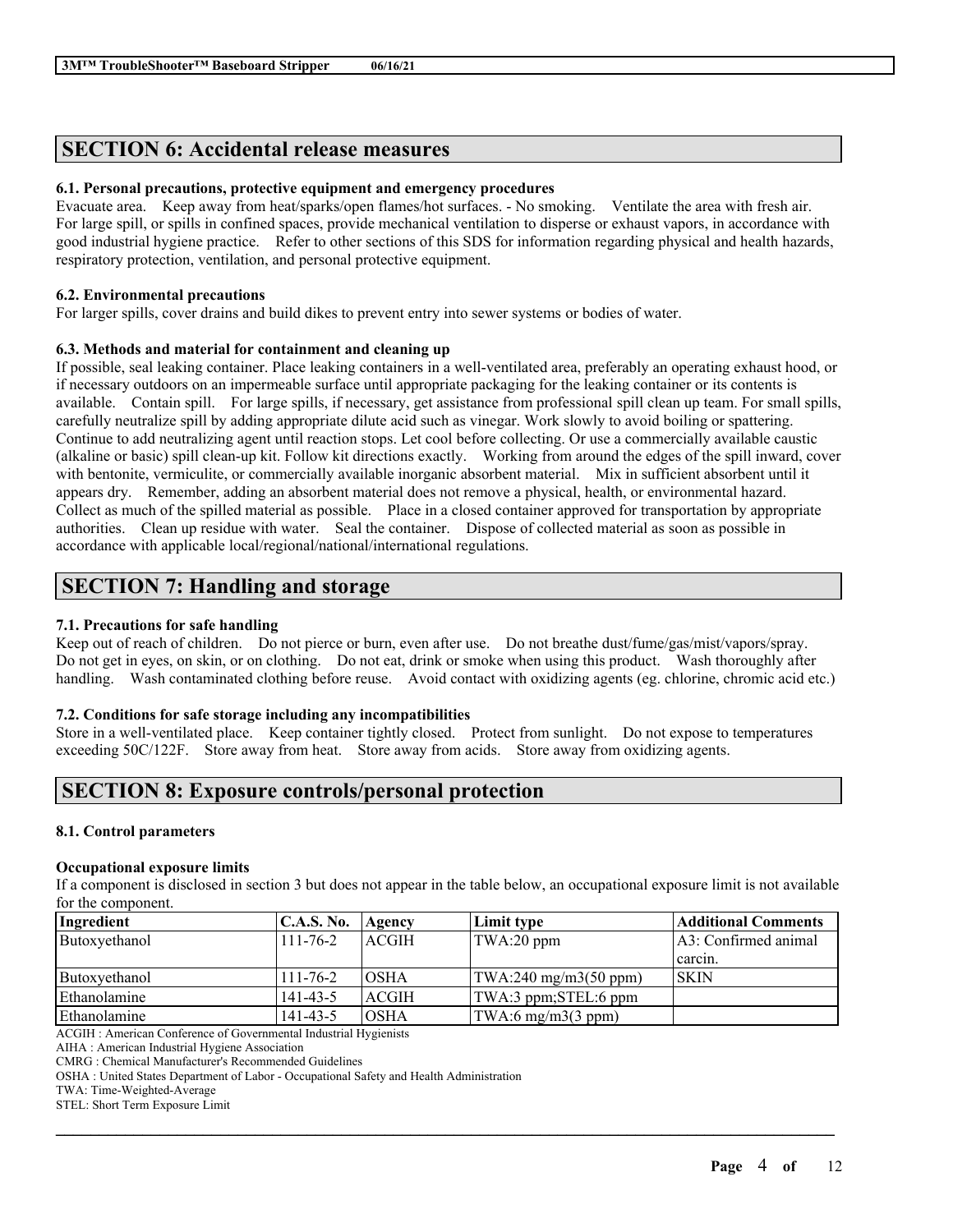## SECTION 6: Accidental release measures

### 6.1. Personal precautions, protective equipment and emergency procedures

Evacuate area. Keep away from heat/sparks/open flames/hot surfaces. - No smoking. Ventilate the area with fresh air. For large spill, or spills in confined spaces, provide mechanical ventilation to disperse or exhaust vapors, in accordance with good industrial hygiene practice. Refer to other sections of this SDS for information regarding physical and health hazards, respiratory protection, ventilation, and personal protective equipment.

### 6.2. Environmental precautions

For larger spills, cover drains and build dikes to prevent entry into sewer systems or bodies of water.

### 6.3. Methods and material for containment and cleaning up

If possible, seal leaking container. Place leaking containers in a well-ventilated area, preferably an operating exhaust hood, or if necessary outdoors on an impermeable surface until appropriate packaging for the leaking container or its contents is available. Contain spill. For large spills, if necessary, get assistance from professional spill clean up team. For small spills, carefully neutralize spill by adding appropriate dilute acid such as vinegar. Work slowly to avoid boiling or spattering. Continue to add neutralizing agent until reaction stops. Let cool before collecting. Or use a commercially available caustic (alkaline or basic) spill clean-up kit. Follow kit directions exactly. Working from around the edges of the spill inward, cover with bentonite, vermiculite, or commercially available inorganic absorbent material. Mix in sufficient absorbent until it appears dry. Remember, adding an absorbent material does not remove a physical, health, or environmental hazard. Collect as much of the spilled material as possible. Place in a closed container approved for transportation by appropriate authorities. Clean up residue with water. Seal the container. Dispose of collected material as soon as possible in accordance with applicable local/regional/national/international regulations.

## SECTION 7: Handling and storage

### 7.1. Precautions for safe handling

Keep out of reach of children. Do not pierce or burn, even after use. Do not breathe dust/fume/gas/mist/vapors/spray. Do not get in eyes, on skin, or on clothing. Do not eat, drink or smoke when using this product. Wash thoroughly after handling. Wash contaminated clothing before reuse. Avoid contact with oxidizing agents (eg. chlorine, chromic acid etc.)

### 7.2. Conditions for safe storage including any incompatibilities

Store in a well-ventilated place. Keep container tightly closed. Protect from sunlight. Do not expose to temperatures exceeding 50C/122F. Store away from heat. Store away from acids. Store away from oxidizing agents.

## SECTION 8: Exposure controls/personal protection

### 8.1. Control parameters

**Occupational exposure limits**

If a component is disclosed in section 3 but does not appear in the table below, an occupational exposure limit is not available for the component.

| Ingredient | C.A.S. No. | Agency | Limit type | Additional Comments |
|---|---|---|---|---|
| Butoxyethanol | 111-76-2 | ACGIH | TWA:20 ppm | A3: Confirmed animal carcin. |
| Butoxyethanol | 111-76-2 | OSHA | TWA:240 mg/m3(50 ppm) | SKIN |
| Ethanolamine | 141-43-5 | ACGIH | TWA:3 ppm;STEL:6 ppm | |
| Ethanolamine | 141-43-5 | OSHA | TWA:6 mg/m3(3 ppm) | |

ACGIH : American Conference of Governmental Industrial Hygienists
AIHA : American Industrial Hygiene Association
CMRG : Chemical Manufacturer's Recommended Guidelines
OSHA : United States Department of Labor - Occupational Safety and Health Administration
TWA: Time-Weighted-Average
STEL: Short Term Exposure Limit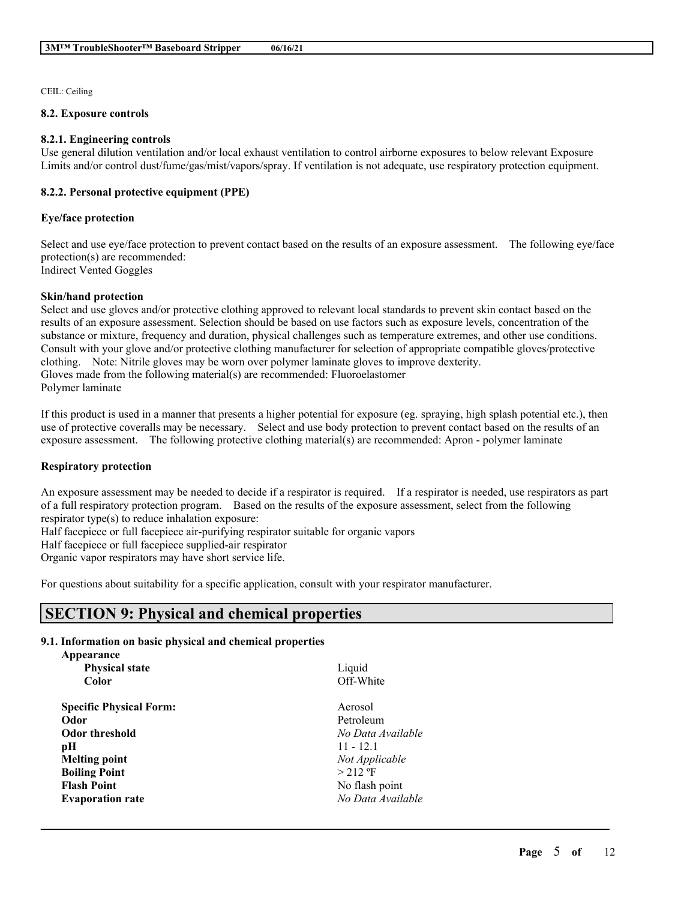CEIL: Ceiling

### 8.2. Exposure controls

#### 8.2.1. Engineering controls

Use general dilution ventilation and/or local exhaust ventilation to control airborne exposures to below relevant Exposure Limits and/or control dust/fume/gas/mist/vapors/spray. If ventilation is not adequate, use respiratory protection equipment.

#### 8.2.2. Personal protective equipment (PPE)

**Eye/face protection**

Select and use eye/face protection to prevent contact based on the results of an exposure assessment. The following eye/face protection(s) are recommended:
Indirect Vented Goggles

**Skin/hand protection**

Select and use gloves and/or protective clothing approved to relevant local standards to prevent skin contact based on the results of an exposure assessment. Selection should be based on use factors such as exposure levels, concentration of the substance or mixture, frequency and duration, physical challenges such as temperature extremes, and other use conditions. Consult with your glove and/or protective clothing manufacturer for selection of appropriate compatible gloves/protective clothing. Note: Nitrile gloves may be worn over polymer laminate gloves to improve dexterity.
Gloves made from the following material(s) are recommended: Fluoroelastomer
Polymer laminate

If this product is used in a manner that presents a higher potential for exposure (eg. spraying, high splash potential etc.), then use of protective coveralls may be necessary. Select and use body protection to prevent contact based on the results of an exposure assessment. The following protective clothing material(s) are recommended: Apron - polymer laminate

**Respiratory protection**

An exposure assessment may be needed to decide if a respirator is required. If a respirator is needed, use respirators as part of a full respiratory protection program. Based on the results of the exposure assessment, select from the following respirator type(s) to reduce inhalation exposure:
Half facepiece or full facepiece air-purifying respirator suitable for organic vapors
Half facepiece or full facepiece supplied-air respirator
Organic vapor respirators may have short service life.

For questions about suitability for a specific application, consult with your respirator manufacturer.

## SECTION 9: Physical and chemical properties

### 9.1. Information on basic physical and chemical properties

| **Appearance** | |
|---|---|
| **Physical state** | Liquid |
| **Color** | Off-White |
| **Specific Physical Form:** | Aerosol |
| **Odor** | Petroleum |
| **Odor threshold** | *No Data Available* |
| **pH** | 11 - 12.1 |
| **Melting point** | *Not Applicable* |
| **Boiling Point** | > 212 ºF |
| **Flash Point** | No flash point |
| **Evaporation rate** | *No Data Available* |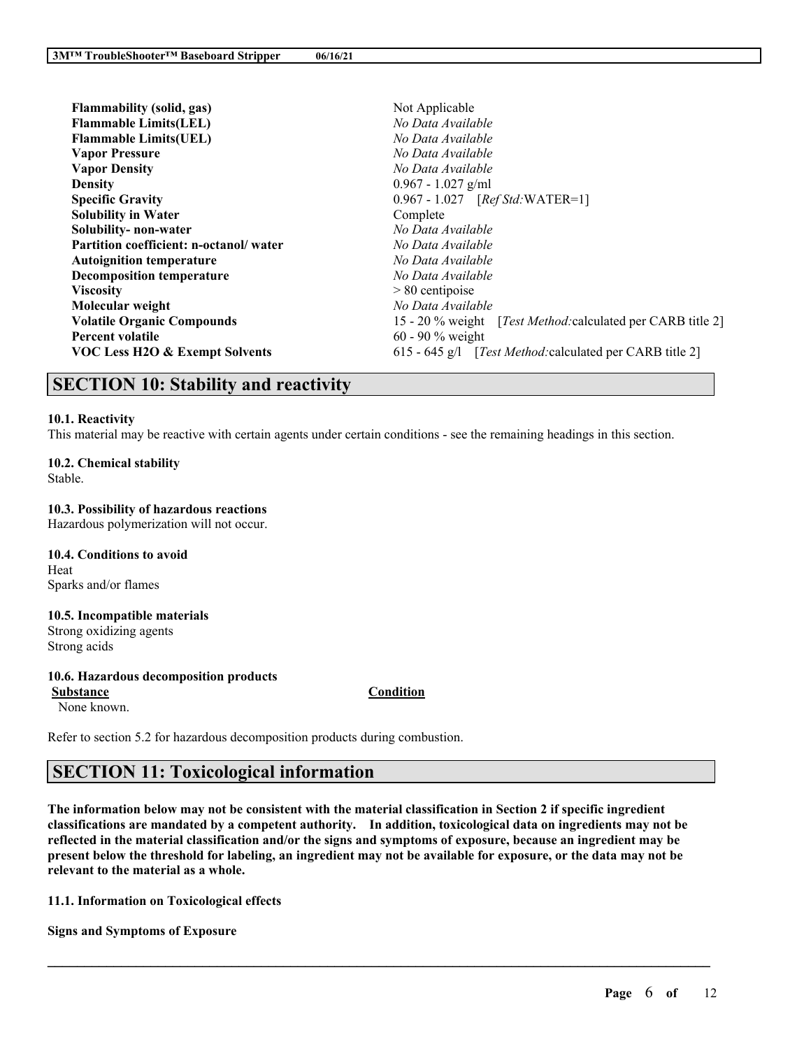| | |
|---|---|
| **Flammability (solid, gas)** | Not Applicable |
| **Flammable Limits(LEL)** | *No Data Available* |
| **Flammable Limits(UEL)** | *No Data Available* |
| **Vapor Pressure** | *No Data Available* |
| **Vapor Density** | *No Data Available* |
| **Density** | 0.967 - 1.027 g/ml |
| **Specific Gravity** | 0.967 - 1.027 [*Ref Std:*WATER=1] |
| **Solubility in Water** | Complete |
| **Solubility- non-water** | *No Data Available* |
| **Partition coefficient: n-octanol/ water** | *No Data Available* |
| **Autoignition temperature** | *No Data Available* |
| **Decomposition temperature** | *No Data Available* |
| **Viscosity** | > 80 centipoise |
| **Molecular weight** | *No Data Available* |
| **Volatile Organic Compounds** | 15 - 20 % weight [*Test Method:*calculated per CARB title 2] |
| **Percent volatile** | 60 - 90 % weight |
| **VOC Less H2O & Exempt Solvents** | 615 - 645 g/l [*Test Method:*calculated per CARB title 2] |

## SECTION 10: Stability and reactivity

**10.1. Reactivity**

This material may be reactive with certain agents under certain conditions - see the remaining headings in this section.

**10.2. Chemical stability**

Stable.

**10.3. Possibility of hazardous reactions**

Hazardous polymerization will not occur.

**10.4. Conditions to avoid**

Heat
Sparks and/or flames

**10.5. Incompatible materials**

Strong oxidizing agents
Strong acids

**10.6. Hazardous decomposition products**

| Substance | Condition |
|---|---|
| None known. | |

Refer to section 5.2 for hazardous decomposition products during combustion.

## SECTION 11: Toxicological information

**The information below may not be consistent with the material classification in Section 2 if specific ingredient classifications are mandated by a competent authority. In addition, toxicological data on ingredients may not be reflected in the material classification and/or the signs and symptoms of exposure, because an ingredient may be present below the threshold for labeling, an ingredient may not be available for exposure, or the data may not be relevant to the material as a whole.**

**11.1. Information on Toxicological effects**

**Signs and Symptoms of Exposure**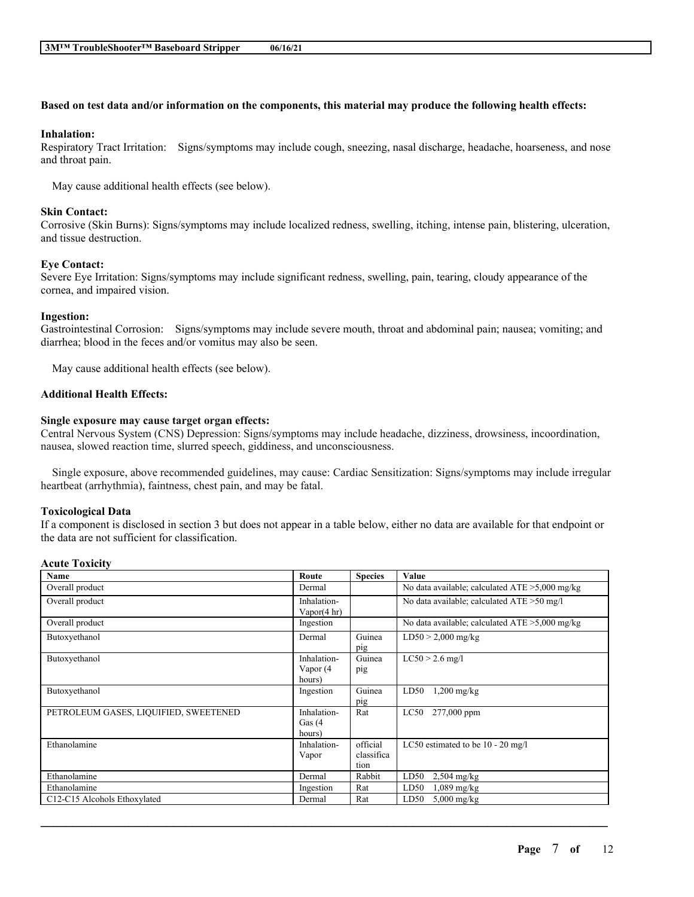**Based on test data and/or information on the components, this material may produce the following health effects:**

**Inhalation:**
Respiratory Tract Irritation: Signs/symptoms may include cough, sneezing, nasal discharge, headache, hoarseness, and nose and throat pain.

May cause additional health effects (see below).

**Skin Contact:**
Corrosive (Skin Burns): Signs/symptoms may include localized redness, swelling, itching, intense pain, blistering, ulceration, and tissue destruction.

**Eye Contact:**
Severe Eye Irritation: Signs/symptoms may include significant redness, swelling, pain, tearing, cloudy appearance of the cornea, and impaired vision.

**Ingestion:**
Gastrointestinal Corrosion: Signs/symptoms may include severe mouth, throat and abdominal pain; nausea; vomiting; and diarrhea; blood in the feces and/or vomitus may also be seen.

May cause additional health effects (see below).

**Additional Health Effects:**

**Single exposure may cause target organ effects:**
Central Nervous System (CNS) Depression: Signs/symptoms may include headache, dizziness, drowsiness, incoordination, nausea, slowed reaction time, slurred speech, giddiness, and unconsciousness.

Single exposure, above recommended guidelines, may cause: Cardiac Sensitization: Signs/symptoms may include irregular heartbeat (arrhythmia), faintness, chest pain, and may be fatal.

**Toxicological Data**
If a component is disclosed in section 3 but does not appear in a table below, either no data are available for that endpoint or the data are not sufficient for classification.

**Acute Toxicity**

| Name | Route | Species | Value |
|---|---|---|---|
| Overall product | Dermal | | No data available; calculated ATE >5,000 mg/kg |
| Overall product | Inhalation-Vapor(4 hr) | | No data available; calculated ATE >50 mg/l |
| Overall product | Ingestion | | No data available; calculated ATE >5,000 mg/kg |
| Butoxyethanol | Dermal | Guinea pig | LD50 > 2,000 mg/kg |
| Butoxyethanol | Inhalation-Vapor (4 hours) | Guinea pig | LC50 > 2.6 mg/l |
| Butoxyethanol | Ingestion | Guinea pig | LD50 1,200 mg/kg |
| PETROLEUM GASES, LIQUIFIED, SWEETENED | Inhalation-Gas (4 hours) | Rat | LC50 277,000 ppm |
| Ethanolamine | Inhalation-Vapor | official classification | LC50 estimated to be 10 - 20 mg/l |
| Ethanolamine | Dermal | Rabbit | LD50 2,504 mg/kg |
| Ethanolamine | Ingestion | Rat | LD50 1,089 mg/kg |
| C12-C15 Alcohols Ethoxylated | Dermal | Rat | LD50 5,000 mg/kg |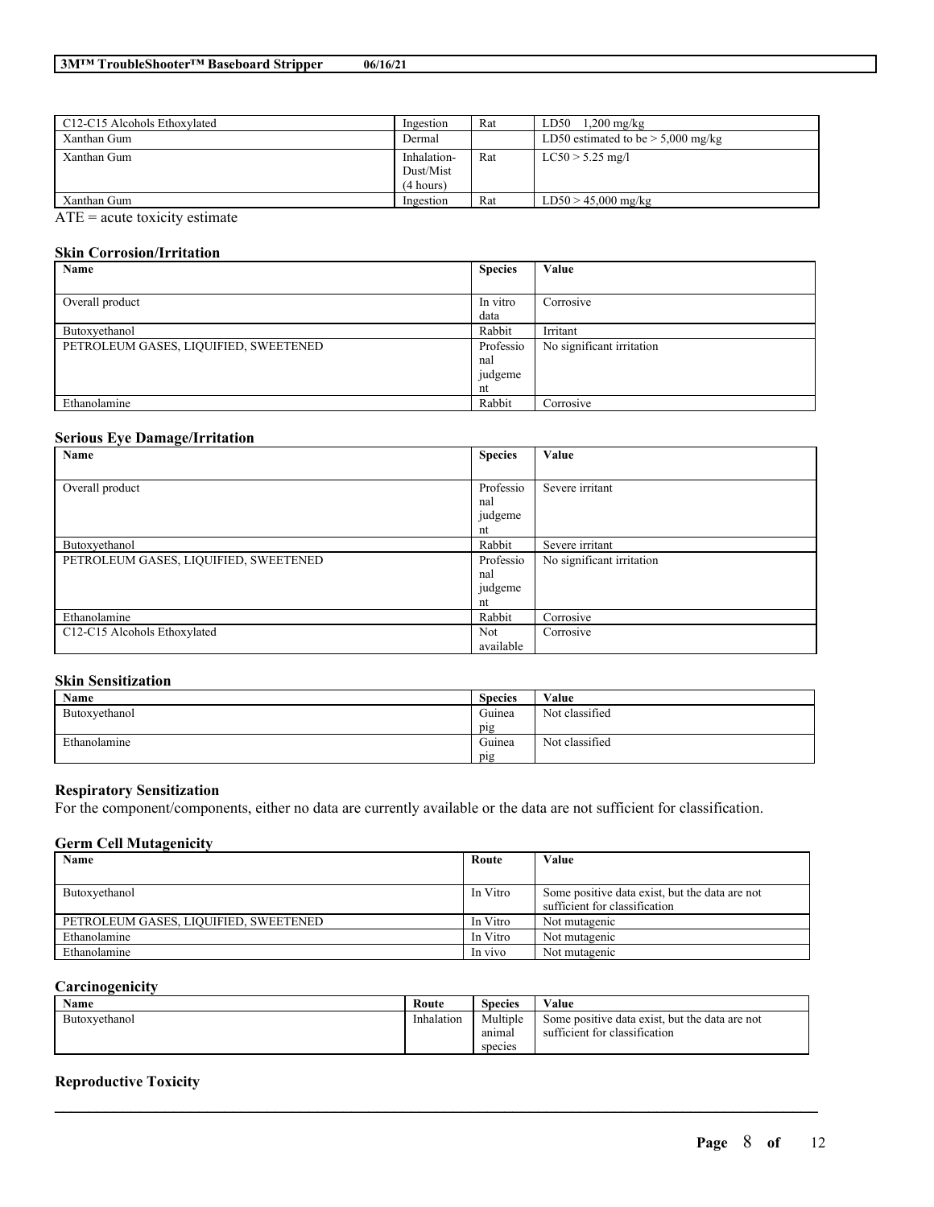| | | | |
|---|---|---|---|
| C12-C15 Alcohols Ethoxylated | Ingestion | Rat | LD50 1,200 mg/kg |
| Xanthan Gum | Dermal | | LD50 estimated to be > 5,000 mg/kg |
| Xanthan Gum | Inhalation-Dust/Mist (4 hours) | Rat | LC50 > 5.25 mg/l |
| Xanthan Gum | Ingestion | Rat | LD50 > 45,000 mg/kg |

ATE = acute toxicity estimate

### Skin Corrosion/Irritation

| Name | Species | Value |
|---|---|---|
| Overall product | In vitro data | Corrosive |
| Butoxyethanol | Rabbit | Irritant |
| PETROLEUM GASES, LIQUIFIED, SWEETENED | Professional judgement | No significant irritation |
| Ethanolamine | Rabbit | Corrosive |

### Serious Eye Damage/Irritation

| Name | Species | Value |
|---|---|---|
| Overall product | Professional judgement | Severe irritant |
| Butoxyethanol | Rabbit | Severe irritant |
| PETROLEUM GASES, LIQUIFIED, SWEETENED | Professional judgement | No significant irritation |
| Ethanolamine | Rabbit | Corrosive |
| C12-C15 Alcohols Ethoxylated | Not available | Corrosive |

### Skin Sensitization

| Name | Species | Value |
|---|---|---|
| Butoxyethanol | Guinea pig | Not classified |
| Ethanolamine | Guinea pig | Not classified |

### Respiratory Sensitization

For the component/components, either no data are currently available or the data are not sufficient for classification.

### Germ Cell Mutagenicity

| Name | Route | Value |
|---|---|---|
| Butoxyethanol | In Vitro | Some positive data exist, but the data are not sufficient for classification |
| PETROLEUM GASES, LIQUIFIED, SWEETENED | In Vitro | Not mutagenic |
| Ethanolamine | In Vitro | Not mutagenic |
| Ethanolamine | In vivo | Not mutagenic |

### Carcinogenicity

| Name | Route | Species | Value |
|---|---|---|---|
| Butoxyethanol | Inhalation | Multiple animal species | Some positive data exist, but the data are not sufficient for classification |

### Reproductive Toxicity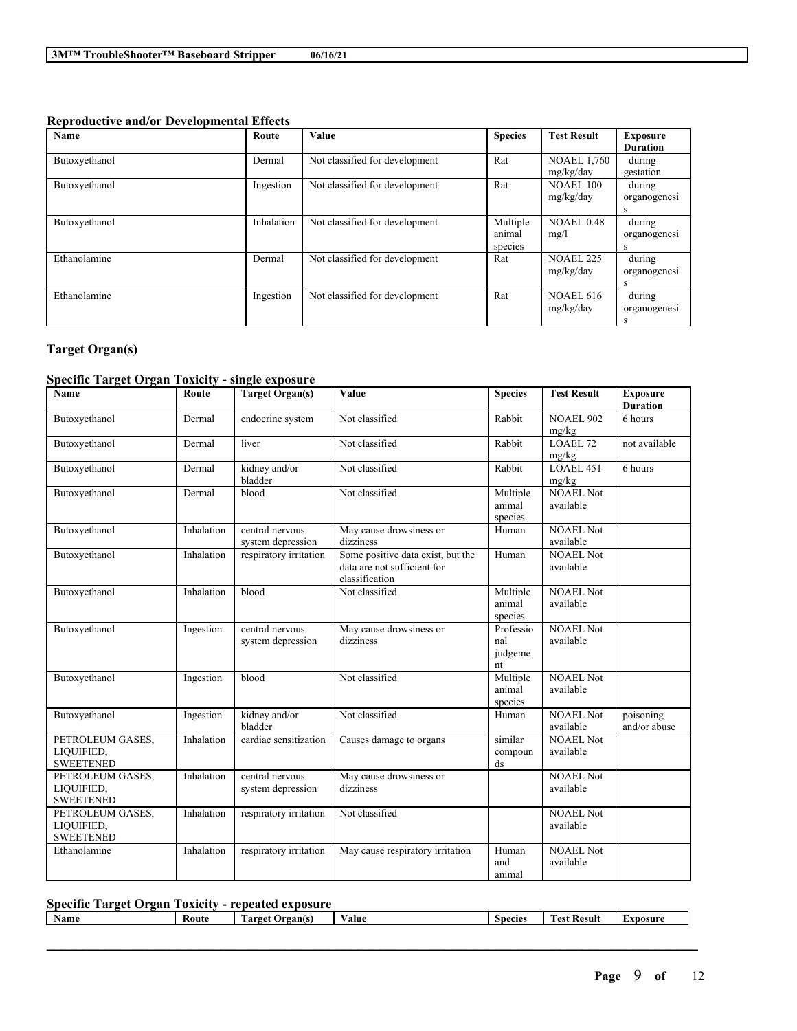### Reproductive and/or Developmental Effects

| Name | Route | Value | Species | Test Result | Exposure Duration |
|---|---|---|---|---|---|
| Butoxyethanol | Dermal | Not classified for development | Rat | NOAEL 1,760 mg/kg/day | during gestation |
| Butoxyethanol | Ingestion | Not classified for development | Rat | NOAEL 100 mg/kg/day | during organogenesis |
| Butoxyethanol | Inhalation | Not classified for development | Multiple animal species | NOAEL 0.48 mg/l | during organogenesis |
| Ethanolamine | Dermal | Not classified for development | Rat | NOAEL 225 mg/kg/day | during organogenesis |
| Ethanolamine | Ingestion | Not classified for development | Rat | NOAEL 616 mg/kg/day | during organogenesis |

### Target Organ(s)

#### Specific Target Organ Toxicity - single exposure

| Name | Route | Target Organ(s) | Value | Species | Test Result | Exposure Duration |
|---|---|---|---|---|---|---|
| Butoxyethanol | Dermal | endocrine system | Not classified | Rabbit | NOAEL 902 mg/kg | 6 hours |
| Butoxyethanol | Dermal | liver | Not classified | Rabbit | LOAEL 72 mg/kg | not available |
| Butoxyethanol | Dermal | kidney and/or bladder | Not classified | Rabbit | LOAEL 451 mg/kg | 6 hours |
| Butoxyethanol | Dermal | blood | Not classified | Multiple animal species | NOAEL Not available | |
| Butoxyethanol | Inhalation | central nervous system depression | May cause drowsiness or dizziness | Human | NOAEL Not available | |
| Butoxyethanol | Inhalation | respiratory irritation | Some positive data exist, but the data are not sufficient for classification | Human | NOAEL Not available | |
| Butoxyethanol | Inhalation | blood | Not classified | Multiple animal species | NOAEL Not available | |
| Butoxyethanol | Ingestion | central nervous system depression | May cause drowsiness or dizziness | Professional judgement | NOAEL Not available | |
| Butoxyethanol | Ingestion | blood | Not classified | Multiple animal species | NOAEL Not available | |
| Butoxyethanol | Ingestion | kidney and/or bladder | Not classified | Human | NOAEL Not available | poisoning and/or abuse |
| PETROLEUM GASES, LIQUIFIED, SWEETENED | Inhalation | cardiac sensitization | Causes damage to organs | similar compounds | NOAEL Not available | |
| PETROLEUM GASES, LIQUIFIED, SWEETENED | Inhalation | central nervous system depression | May cause drowsiness or dizziness | | NOAEL Not available | |
| PETROLEUM GASES, LIQUIFIED, SWEETENED | Inhalation | respiratory irritation | Not classified | | NOAEL Not available | |
| Ethanolamine | Inhalation | respiratory irritation | May cause respiratory irritation | Human and animal | NOAEL Not available | |

#### Specific Target Organ Toxicity - repeated exposure

| Name | Route | Target Organ(s) | Value | Species | Test Result | Exposure |
|---|---|---|---|---|---|---|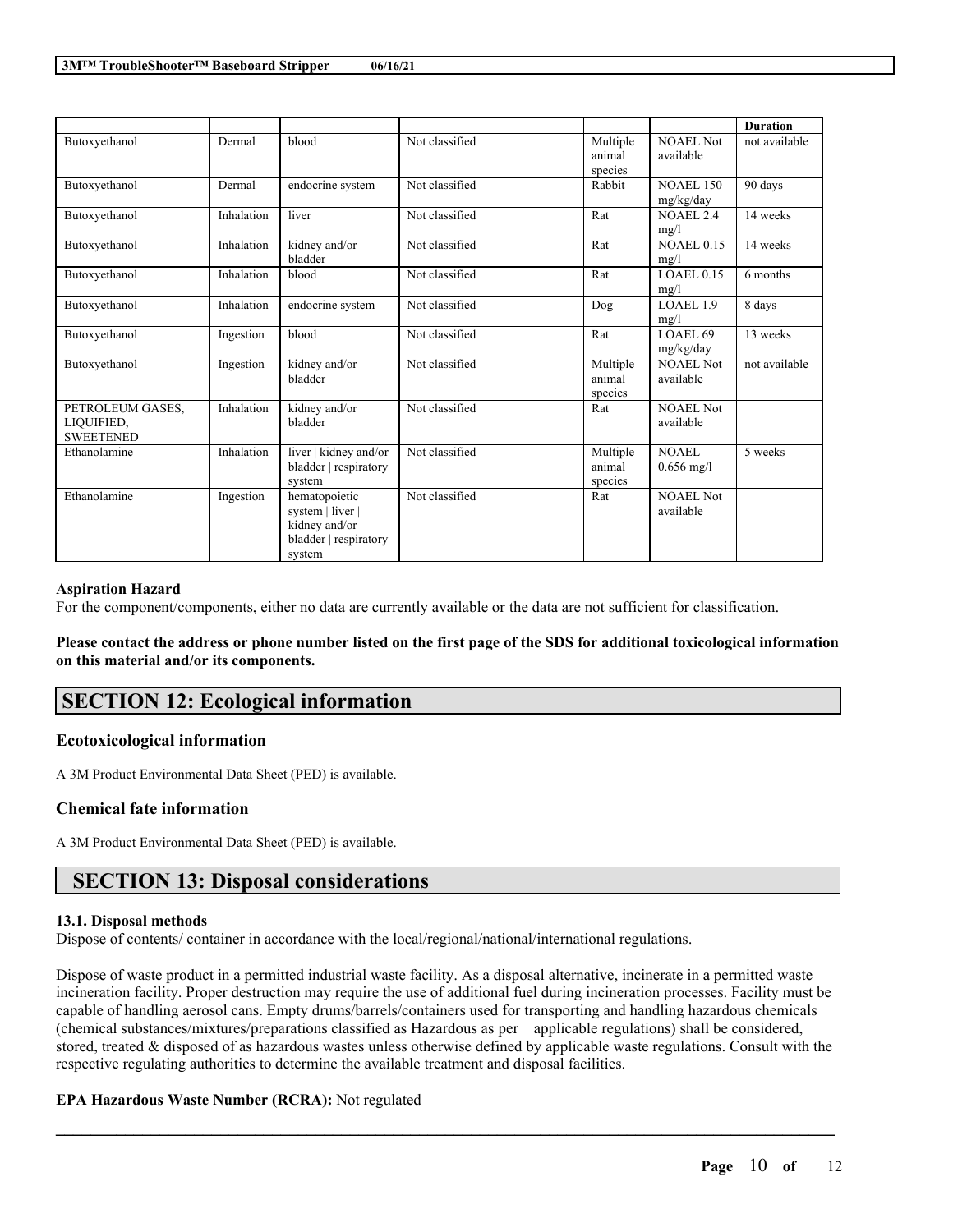| | | | | | | Duration |
|---|---|---|---|---|---|---|
| Butoxyethanol | Dermal | blood | Not classified | Multiple animal species | NOAEL Not available | not available |
| Butoxyethanol | Dermal | endocrine system | Not classified | Rabbit | NOAEL 150 mg/kg/day | 90 days |
| Butoxyethanol | Inhalation | liver | Not classified | Rat | NOAEL 2.4 mg/l | 14 weeks |
| Butoxyethanol | Inhalation | kidney and/or bladder | Not classified | Rat | NOAEL 0.15 mg/l | 14 weeks |
| Butoxyethanol | Inhalation | blood | Not classified | Rat | LOAEL 0.15 mg/l | 6 months |
| Butoxyethanol | Inhalation | endocrine system | Not classified | Dog | LOAEL 1.9 mg/l | 8 days |
| Butoxyethanol | Ingestion | blood | Not classified | Rat | LOAEL 69 mg/kg/day | 13 weeks |
| Butoxyethanol | Ingestion | kidney and/or bladder | Not classified | Multiple animal species | NOAEL Not available | not available |
| PETROLEUM GASES, LIQUIFIED, SWEETENED | Inhalation | kidney and/or bladder | Not classified | Rat | NOAEL Not available | |
| Ethanolamine | Inhalation | liver \| kidney and/or bladder \| respiratory system | Not classified | Multiple animal species | NOAEL 0.656 mg/l | 5 weeks |
| Ethanolamine | Ingestion | hematopoietic system \| liver \| kidney and/or bladder \| respiratory system | Not classified | Rat | NOAEL Not available | |

### Aspiration Hazard

For the component/components, either no data are currently available or the data are not sufficient for classification.

**Please contact the address or phone number listed on the first page of the SDS for additional toxicological information on this material and/or its components.**

## SECTION 12: Ecological information

### Ecotoxicological information

A 3M Product Environmental Data Sheet (PED) is available.

### Chemical fate information

A 3M Product Environmental Data Sheet (PED) is available.

## SECTION 13: Disposal considerations

**13.1. Disposal methods**

Dispose of contents/ container in accordance with the local/regional/national/international regulations.

Dispose of waste product in a permitted industrial waste facility. As a disposal alternative, incinerate in a permitted waste incineration facility. Proper destruction may require the use of additional fuel during incineration processes. Facility must be capable of handling aerosol cans. Empty drums/barrels/containers used for transporting and handling hazardous chemicals (chemical substances/mixtures/preparations classified as Hazardous as per applicable regulations) shall be considered, stored, treated & disposed of as hazardous wastes unless otherwise defined by applicable waste regulations. Consult with the respective regulating authorities to determine the available treatment and disposal facilities.

**EPA Hazardous Waste Number (RCRA):** Not regulated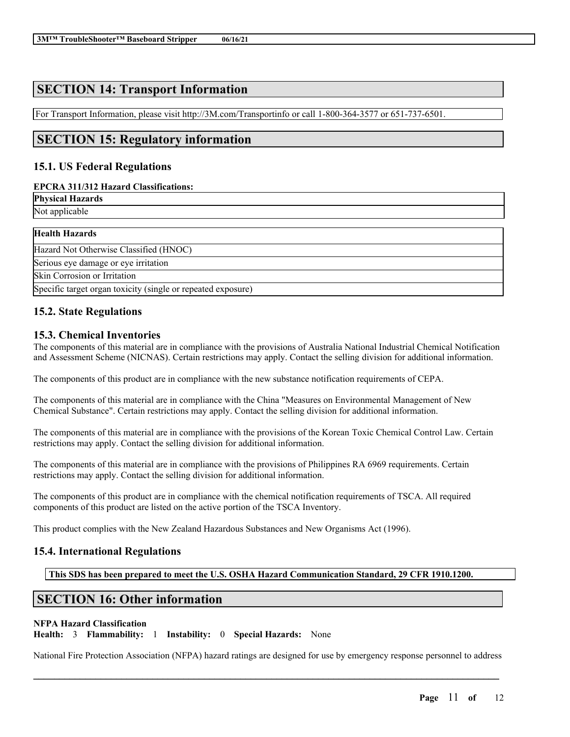## SECTION 14: Transport Information

For Transport Information, please visit http://3M.com/Transportinfo or call 1-800-364-3577 or 651-737-6501.

## SECTION 15: Regulatory information

### 15.1. US Federal Regulations

**EPCRA 311/312 Hazard Classifications:**

| Physical Hazards |
| --- |
| Not applicable |

| Health Hazards |
| --- |
| Hazard Not Otherwise Classified (HNOC) |
| Serious eye damage or eye irritation |
| Skin Corrosion or Irritation |
| Specific target organ toxicity (single or repeated exposure) |

### 15.2. State Regulations

### 15.3. Chemical Inventories

The components of this material are in compliance with the provisions of Australia National Industrial Chemical Notification and Assessment Scheme (NICNAS). Certain restrictions may apply. Contact the selling division for additional information.

The components of this product are in compliance with the new substance notification requirements of CEPA.

The components of this material are in compliance with the China "Measures on Environmental Management of New Chemical Substance". Certain restrictions may apply. Contact the selling division for additional information.

The components of this material are in compliance with the provisions of the Korean Toxic Chemical Control Law. Certain restrictions may apply. Contact the selling division for additional information.

The components of this material are in compliance with the provisions of Philippines RA 6969 requirements. Certain restrictions may apply. Contact the selling division for additional information.

The components of this product are in compliance with the chemical notification requirements of TSCA. All required components of this product are listed on the active portion of the TSCA Inventory.

This product complies with the New Zealand Hazardous Substances and New Organisms Act (1996).

### 15.4. International Regulations

**This SDS has been prepared to meet the U.S. OSHA Hazard Communication Standard, 29 CFR 1910.1200.**

## SECTION 16: Other information

**NFPA Hazard Classification**

**Health:** 3 **Flammability:** 1 **Instability:** 0 **Special Hazards:** None

National Fire Protection Association (NFPA) hazard ratings are designed for use by emergency response personnel to address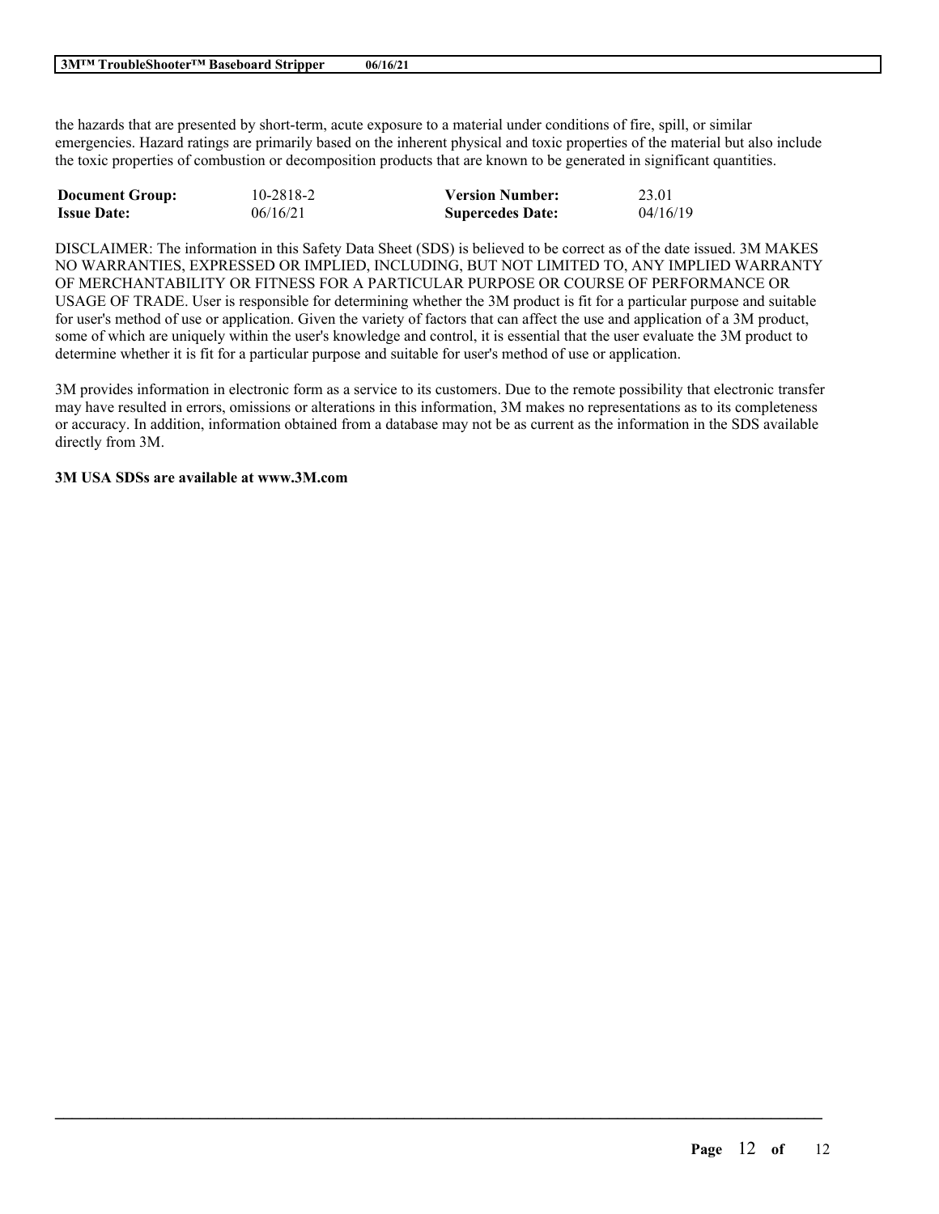the hazards that are presented by short-term, acute exposure to a material under conditions of fire, spill, or similar emergencies. Hazard ratings are primarily based on the inherent physical and toxic properties of the material but also include the toxic properties of combustion or decomposition products that are known to be generated in significant quantities.

| | | | |
|---|---|---|---|
| **Document Group:** | 10-2818-2 | **Version Number:** | 23.01 |
| **Issue Date:** | 06/16/21 | **Supercedes Date:** | 04/16/19 |

DISCLAIMER: The information in this Safety Data Sheet (SDS) is believed to be correct as of the date issued. 3M MAKES NO WARRANTIES, EXPRESSED OR IMPLIED, INCLUDING, BUT NOT LIMITED TO, ANY IMPLIED WARRANTY OF MERCHANTABILITY OR FITNESS FOR A PARTICULAR PURPOSE OR COURSE OF PERFORMANCE OR USAGE OF TRADE. User is responsible for determining whether the 3M product is fit for a particular purpose and suitable for user's method of use or application. Given the variety of factors that can affect the use and application of a 3M product, some of which are uniquely within the user's knowledge and control, it is essential that the user evaluate the 3M product to determine whether it is fit for a particular purpose and suitable for user's method of use or application.

3M provides information in electronic form as a service to its customers. Due to the remote possibility that electronic transfer may have resulted in errors, omissions or alterations in this information, 3M makes no representations as to its completeness or accuracy. In addition, information obtained from a database may not be as current as the information in the SDS available directly from 3M.

**3M USA SDSs are available at www.3M.com**